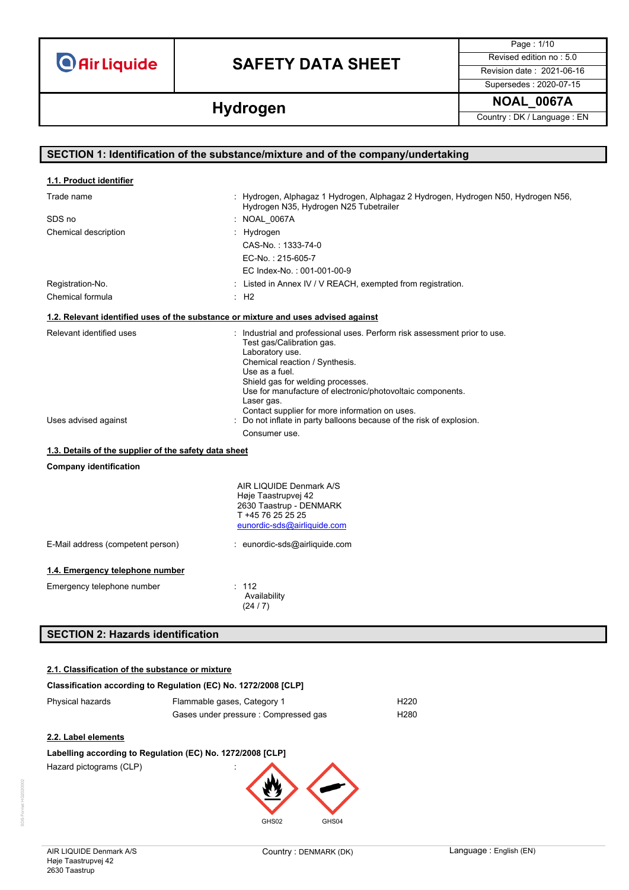# SAFETY DATA SHEET

# Hydrogen

NOAL_0067A

Revised edition no : 5.0
Revision date : 2021-06-16
Supersedes : 2020-07-15
Country : DK / Language : EN

## SECTION 1: Identification of the substance/mixture and of the company/undertaking

### 1.1. Product identifier

| | |
|---|---|
| Trade name | : Hydrogen, Alphagaz 1 Hydrogen, Alphagaz 2 Hydrogen, Hydrogen N50, Hydrogen N56, Hydrogen N35, Hydrogen N25 Tubetrailer |
| SDS no | : NOAL_0067A |
| Chemical description | : Hydrogen<br>CAS-No. : 1333-74-0<br>EC-No. : 215-605-7<br>EC Index-No. : 001-001-00-9 |
| Registration-No. | : Listed in Annex IV / V REACH, exempted from registration. |
| Chemical formula | : $H_2$ |

### 1.2. Relevant identified uses of the substance or mixture and uses advised against

| | |
|---|---|
| Relevant identified uses | : Industrial and professional uses. Perform risk assessment prior to use.<br>Test gas/Calibration gas.<br>Laboratory use.<br>Chemical reaction / Synthesis.<br>Use as a fuel.<br>Shield gas for welding processes.<br>Use for manufacture of electronic/photovoltaic components.<br>Laser gas.<br>Contact supplier for more information on uses. |
| Uses advised against | : Do not inflate in party balloons because of the risk of explosion.<br>Consumer use. |

### 1.3. Details of the supplier of the safety data sheet

**Company identification**

AIR LIQUIDE Denmark A/S
Høje Taastrupvej 42
2630 Taastrup - DENMARK
T +45 76 25 25 25
eunordic-sds@airliquide.com

| | |
|---|---|
| E-Mail address (competent person) | : eunordic-sds@airliquide.com |

### 1.4. Emergency telephone number

| | |
|---|---|
| Emergency telephone number | : 112<br>Availability<br>(24 / 7) |

## SECTION 2: Hazards identification

### 2.1. Classification of the substance or mixture

**Classification according to Regulation (EC) No. 1272/2008 [CLP]**

| | | |
|---|---|---|
| Physical hazards | Flammable gases, Category 1 | H220 |
| | Gases under pressure : Compressed gas | H280 |

### 2.2. Label elements

**Labelling according to Regulation (EC) No. 1272/2008 [CLP]**

Hazard pictograms (CLP) :

GHS02 GHS04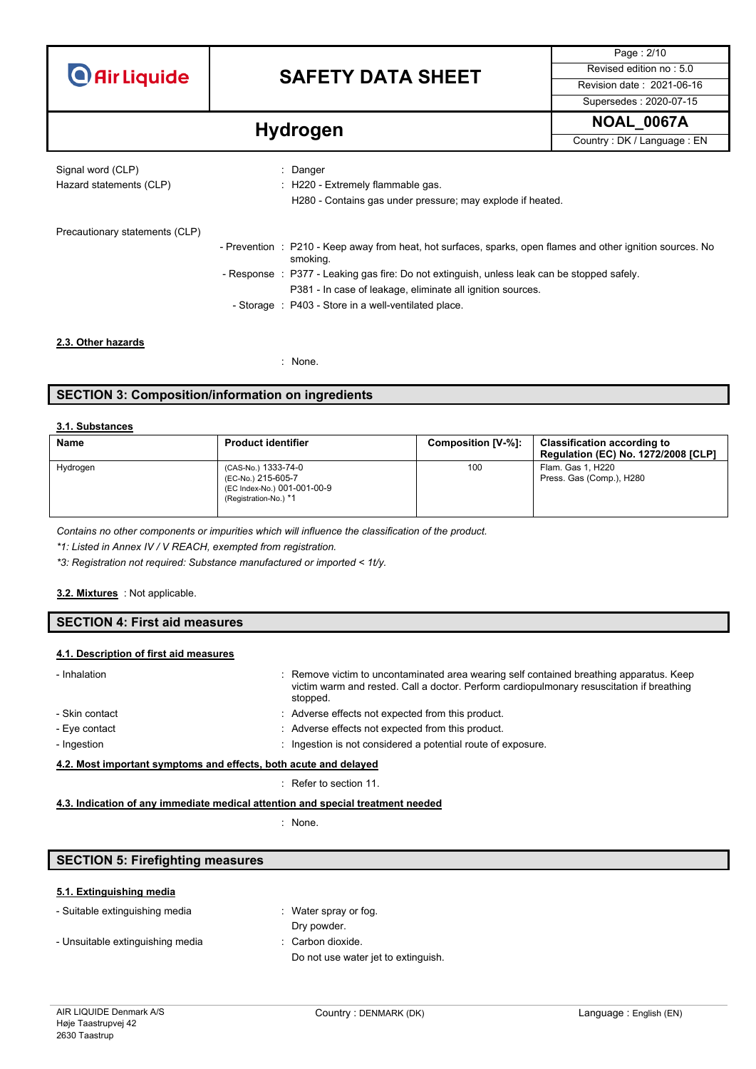Signal word (CLP) : Danger

Hazard statements (CLP) : H220 - Extremely flammable gas.
H280 - Contains gas under pressure; may explode if heated.

Precautionary statements (CLP)

- Prevention : P210 - Keep away from heat, hot surfaces, sparks, open flames and other ignition sources. No smoking.
- Response : P377 - Leaking gas fire: Do not extinguish, unless leak can be stopped safely.
P381 - In case of leakage, eliminate all ignition sources.
- Storage : P403 - Store in a well-ventilated place.

**2.3. Other hazards**

: None.

## SECTION 3: Composition/information on ingredients

**3.1. Substances**

| Name | Product identifier | Composition [V-%]: | Classification according to Regulation (EC) No. 1272/2008 [CLP] |
|---|---|---|---|
| Hydrogen | (CAS-No.) 1333-74-0<br>(EC-No.) 215-605-7<br>(EC Index-No.) 001-001-00-9<br>(Registration-No.) *1 | 100 | Flam. Gas 1, H220<br>Press. Gas (Comp.), H280 |

*Contains no other components or impurities which will influence the classification of the product.*

*\*1: Listed in Annex IV / V REACH, exempted from registration.*

*\*3: Registration not required: Substance manufactured or imported < 1t/y.*

**3.2. Mixtures** : Not applicable.

## SECTION 4: First aid measures

**4.1. Description of first aid measures**

- Inhalation : Remove victim to uncontaminated area wearing self contained breathing apparatus. Keep victim warm and rested. Call a doctor. Perform cardiopulmonary resuscitation if breathing stopped.
- Skin contact : Adverse effects not expected from this product.
- Eye contact : Adverse effects not expected from this product.
- Ingestion : Ingestion is not considered a potential route of exposure.

**4.2. Most important symptoms and effects, both acute and delayed**

: Refer to section 11.

**4.3. Indication of any immediate medical attention and special treatment needed**

: None.

## SECTION 5: Firefighting measures

**5.1. Extinguishing media**

- Suitable extinguishing media : Water spray or fog.
Dry powder.
- Unsuitable extinguishing media : Carbon dioxide.
Do not use water jet to extinguish.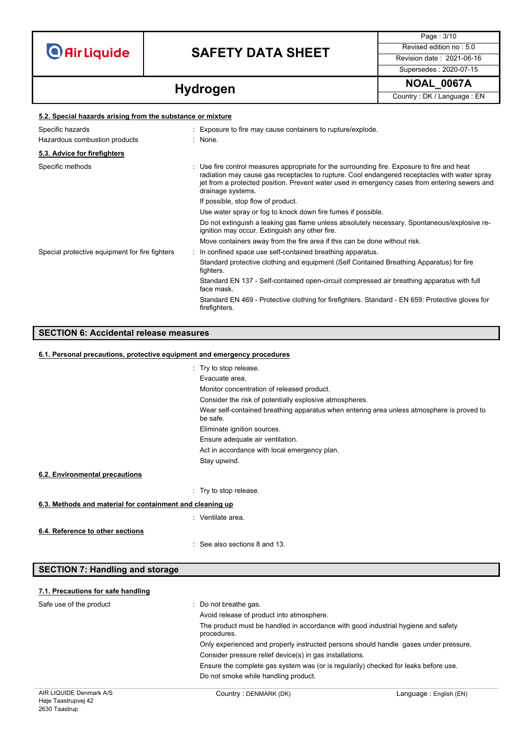#### 5.2. Special hazards arising from the substance or mixture

| | |
|---|---|
| Specific hazards | : Exposure to fire may cause containers to rupture/explode. |
| Hazardous combustion products | : None. |

#### 5.3. Advice for firefighters

| | |
|---|---|
| Specific methods | : Use fire control measures appropriate for the surrounding fire. Exposure to fire and heat radiation may cause gas receptacles to rupture. Cool endangered receptacles with water spray jet from a protected position. Prevent water used in emergency cases from entering sewers and drainage systems. |
| | If possible, stop flow of product. |
| | Use water spray or fog to knock down fire fumes if possible. |
| | Do not extinguish a leaking gas flame unless absolutely necessary. Spontaneous/explosive re-ignition may occur. Extinguish any other fire. |
| | Move containers away from the fire area if this can be done without risk. |
| Special protective equipment for fire fighters | : In confined space use self-contained breathing apparatus. |
| | Standard protective clothing and equipment (Self Contained Breathing Apparatus) for fire fighters. |
| | Standard EN 137 - Self-contained open-circuit compressed air breathing apparatus with full face mask. |
| | Standard EN 469 - Protective clothing for firefighters. Standard - EN 659: Protective gloves for firefighters. |

## SECTION 6: Accidental release measures

#### 6.1. Personal precautions, protective equipment and emergency procedures

: Try to stop release.
Evacuate area.
Monitor concentration of released product.
Consider the risk of potentially explosive atmospheres.
Wear self-contained breathing apparatus when entering area unless atmosphere is proved to be safe.
Eliminate ignition sources.
Ensure adequate air ventilation.
Act in accordance with local emergency plan.
Stay upwind.

#### 6.2. Environmental precautions

: Try to stop release.

#### 6.3. Methods and material for containment and cleaning up

: Ventilate area.

#### 6.4. Reference to other sections

: See also sections 8 and 13.

## SECTION 7: Handling and storage

#### 7.1. Precautions for safe handling

| | |
|---|---|
| Safe use of the product | : Do not breathe gas. |
| | Avoid release of product into atmosphere. |
| | The product must be handled in accordance with good industrial hygiene and safety procedures. |
| | Only experienced and properly instructed persons should handle gases under pressure. |
| | Consider pressure relief device(s) in gas installations. |
| | Ensure the complete gas system was (or is regularily) checked for leaks before use. |
| | Do not smoke while handling product. |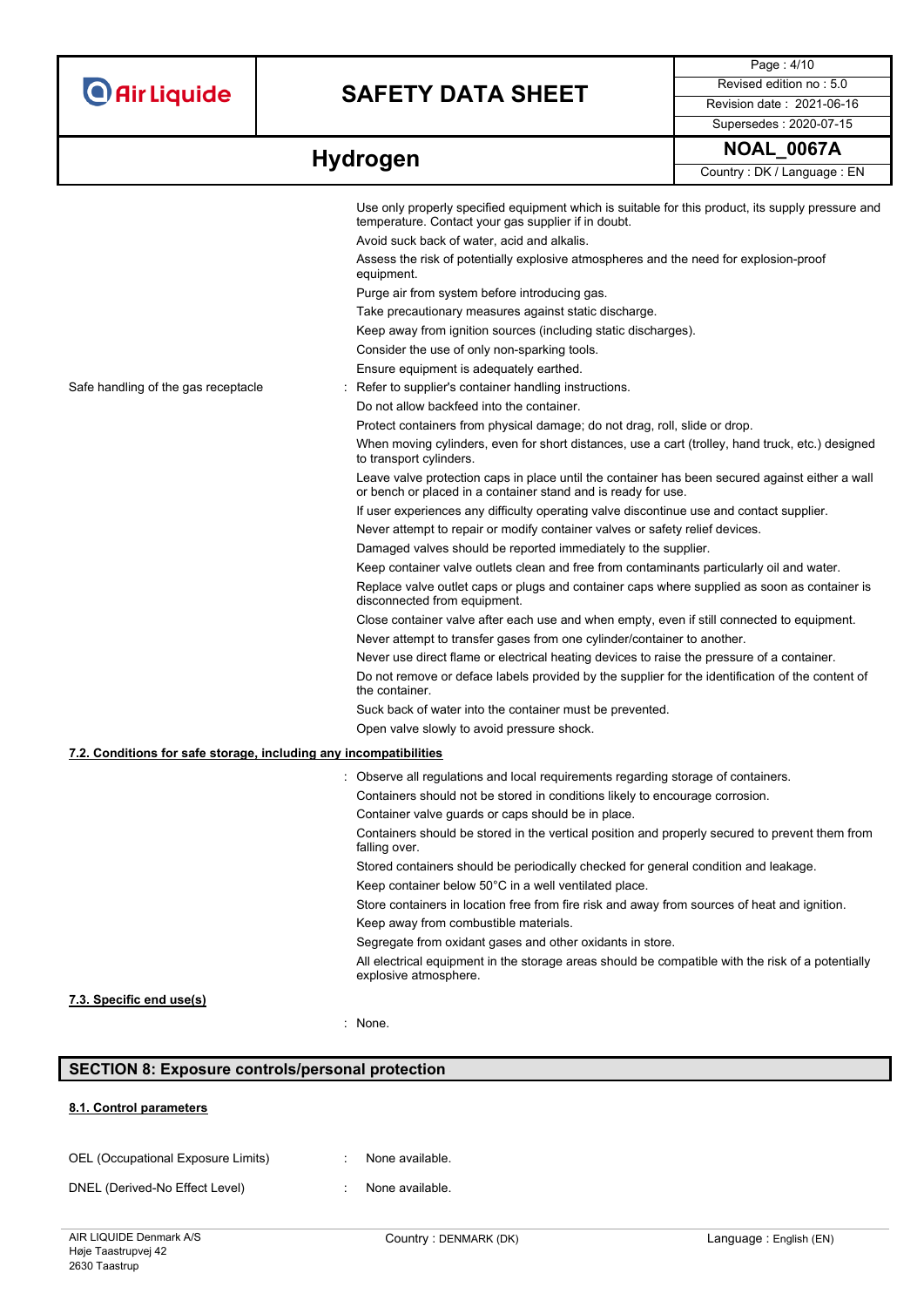Use only properly specified equipment which is suitable for this product, its supply pressure and temperature. Contact your gas supplier if in doubt.

Avoid suck back of water, acid and alkalis.

Assess the risk of potentially explosive atmospheres and the need for explosion-proof equipment.

Purge air from system before introducing gas.

Take precautionary measures against static discharge.

Keep away from ignition sources (including static discharges).

Consider the use of only non-sparking tools.

Ensure equipment is adequately earthed.

Safe handling of the gas receptacle : Refer to supplier's container handling instructions.

Do not allow backfeed into the container.

Protect containers from physical damage; do not drag, roll, slide or drop.

When moving cylinders, even for short distances, use a cart (trolley, hand truck, etc.) designed to transport cylinders.

Leave valve protection caps in place until the container has been secured against either a wall or bench or placed in a container stand and is ready for use.

If user experiences any difficulty operating valve discontinue use and contact supplier.

Never attempt to repair or modify container valves or safety relief devices.

Damaged valves should be reported immediately to the supplier.

Keep container valve outlets clean and free from contaminants particularly oil and water.

Replace valve outlet caps or plugs and container caps where supplied as soon as container is disconnected from equipment.

Close container valve after each use and when empty, even if still connected to equipment.

Never attempt to transfer gases from one cylinder/container to another.

Never use direct flame or electrical heating devices to raise the pressure of a container.

Do not remove or deface labels provided by the supplier for the identification of the content of the container.

Suck back of water into the container must be prevented.

Open valve slowly to avoid pressure shock.

### 7.2. Conditions for safe storage, including any incompatibilities

: Observe all regulations and local requirements regarding storage of containers.

Containers should not be stored in conditions likely to encourage corrosion.

Container valve guards or caps should be in place.

Containers should be stored in the vertical position and properly secured to prevent them from falling over.

Stored containers should be periodically checked for general condition and leakage.

Keep container below 50°C in a well ventilated place.

Store containers in location free from fire risk and away from sources of heat and ignition.

Keep away from combustible materials.

Segregate from oxidant gases and other oxidants in store.

All electrical equipment in the storage areas should be compatible with the risk of a potentially explosive atmosphere.

### 7.3. Specific end use(s)

: None.

## SECTION 8: Exposure controls/personal protection

### 8.1. Control parameters

OEL (Occupational Exposure Limits) : None available.

DNEL (Derived-No Effect Level) : None available.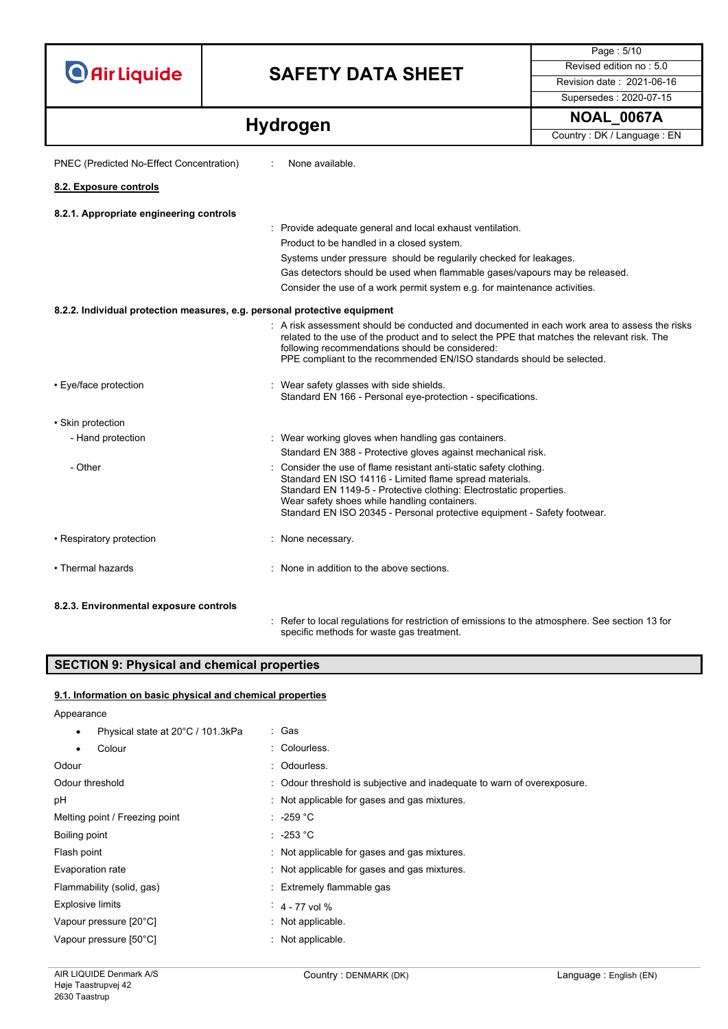PNEC (Predicted No-Effect Concentration) : None available.

### 8.2. Exposure controls

#### 8.2.1. Appropriate engineering controls

: Provide adequate general and local exhaust ventilation.
Product to be handled in a closed system.
Systems under pressure should be regularly checked for leakages.
Gas detectors should be used when flammable gases/vapours may be released.
Consider the use of a work permit system e.g. for maintenance activities.

#### 8.2.2. Individual protection measures, e.g. personal protective equipment

: A risk assessment should be conducted and documented in each work area to assess the risks related to the use of the product and to select the PPE that matches the relevant risk. The following recommendations should be considered:
PPE compliant to the recommended EN/ISO standards should be selected.

- Eye/face protection : Wear safety glasses with side shields.
Standard EN 166 - Personal eye-protection - specifications.

- Skin protection
  - Hand protection : Wear working gloves when handling gas containers.
Standard EN 388 - Protective gloves against mechanical risk.
  - Other : Consider the use of flame resistant anti-static safety clothing.
Standard EN ISO 14116 - Limited flame spread materials.
Standard EN 1149-5 - Protective clothing: Electrostatic properties.
Wear safety shoes while handling containers.
Standard EN ISO 20345 - Personal protective equipment - Safety footwear.

- Respiratory protection : None necessary.

- Thermal hazards : None in addition to the above sections.

#### 8.2.3. Environmental exposure controls

: Refer to local regulations for restriction of emissions to the atmosphere. See section 13 for specific methods for waste gas treatment.

## SECTION 9: Physical and chemical properties

### 9.1. Information on basic physical and chemical properties

Appearance

- Physical state at 20°C / 101.3kPa : Gas
- Colour : Colourless.

| | |
|---|---|
| Odour | : Odourless. |
| Odour threshold | : Odour threshold is subjective and inadequate to warn of overexposure. |
| pH | : Not applicable for gases and gas mixtures. |
| Melting point / Freezing point | : -259 °C |
| Boiling point | : -253 °C |
| Flash point | : Not applicable for gases and gas mixtures. |
| Evaporation rate | : Not applicable for gases and gas mixtures. |
| Flammability (solid, gas) | : Extremely flammable gas |
| Explosive limits | : 4 - 77 vol % |
| Vapour pressure [20°C] | : Not applicable. |
| Vapour pressure [50°C] | : Not applicable. |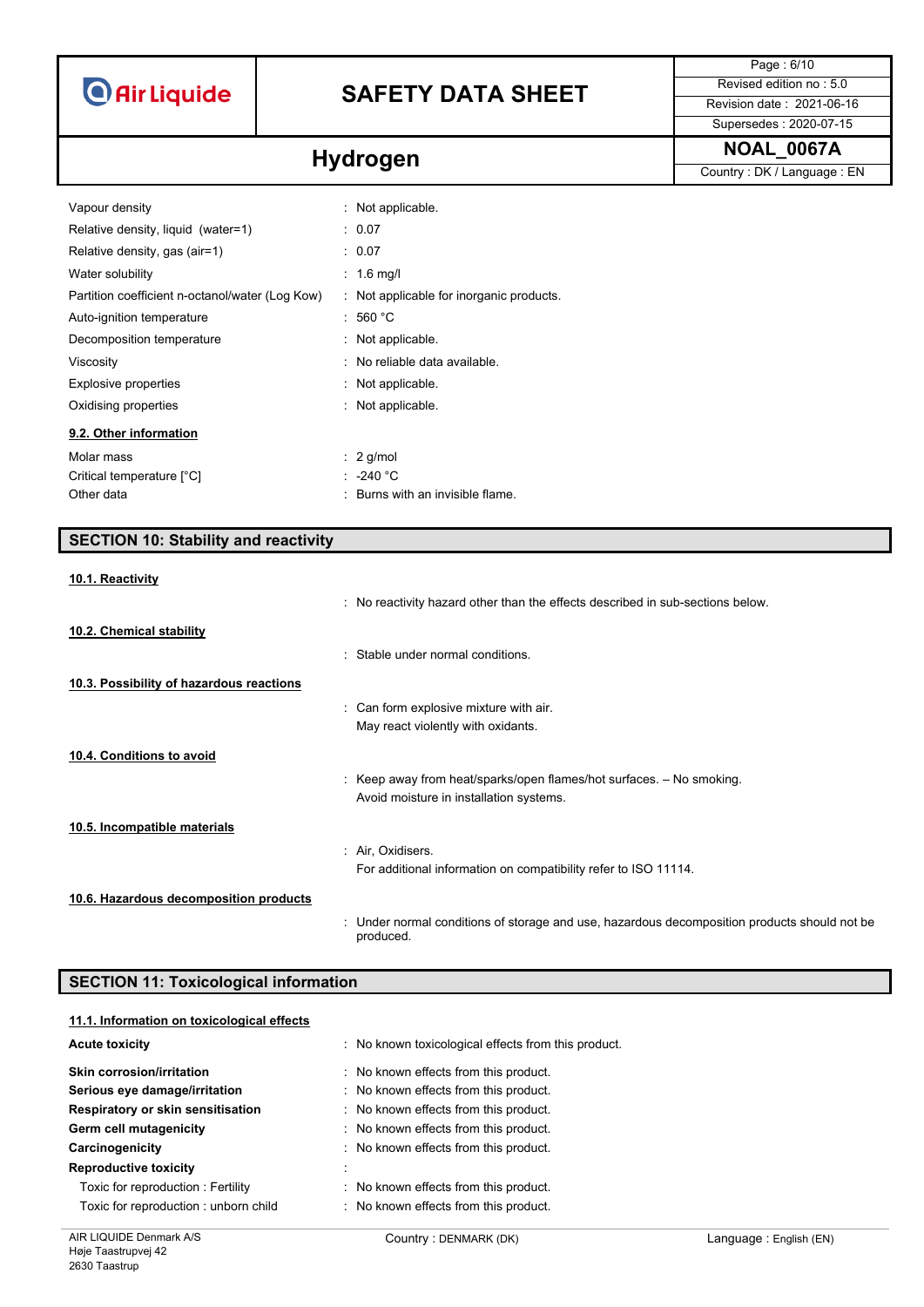| | |
|---|---|
| Vapour density | : Not applicable. |
| Relative density, liquid (water=1) | : 0.07 |
| Relative density, gas (air=1) | : 0.07 |
| Water solubility | : 1.6 mg/l |
| Partition coefficient n-octanol/water (Log Kow) | : Not applicable for inorganic products. |
| Auto-ignition temperature | : 560 °C |
| Decomposition temperature | : Not applicable. |
| Viscosity | : No reliable data available. |
| Explosive properties | : Not applicable. |
| Oxidising properties | : Not applicable. |

### 9.2. Other information

| | |
|---|---|
| Molar mass | : 2 g/mol |
| Critical temperature [°C] | : -240 °C |
| Other data | : Burns with an invisible flame. |

## SECTION 10: Stability and reactivity

### 10.1. Reactivity

: No reactivity hazard other than the effects described in sub-sections below.

### 10.2. Chemical stability

: Stable under normal conditions.

### 10.3. Possibility of hazardous reactions

: Can form explosive mixture with air.
May react violently with oxidants.

### 10.4. Conditions to avoid

: Keep away from heat/sparks/open flames/hot surfaces. – No smoking.
Avoid moisture in installation systems.

### 10.5. Incompatible materials

: Air, Oxidisers.
For additional information on compatibility refer to ISO 11114.

### 10.6. Hazardous decomposition products

: Under normal conditions of storage and use, hazardous decomposition products should not be produced.

## SECTION 11: Toxicological information

### 11.1. Information on toxicological effects

| | |
|---|---|
| **Acute toxicity** | : No known toxicological effects from this product. |
| **Skin corrosion/irritation** | : No known effects from this product. |
| **Serious eye damage/irritation** | : No known effects from this product. |
| **Respiratory or skin sensitisation** | : No known effects from this product. |
| **Germ cell mutagenicity** | : No known effects from this product. |
| **Carcinogenicity** | : No known effects from this product. |
| **Reproductive toxicity** | : |
| Toxic for reproduction : Fertility | : No known effects from this product. |
| Toxic for reproduction : unborn child | : No known effects from this product. |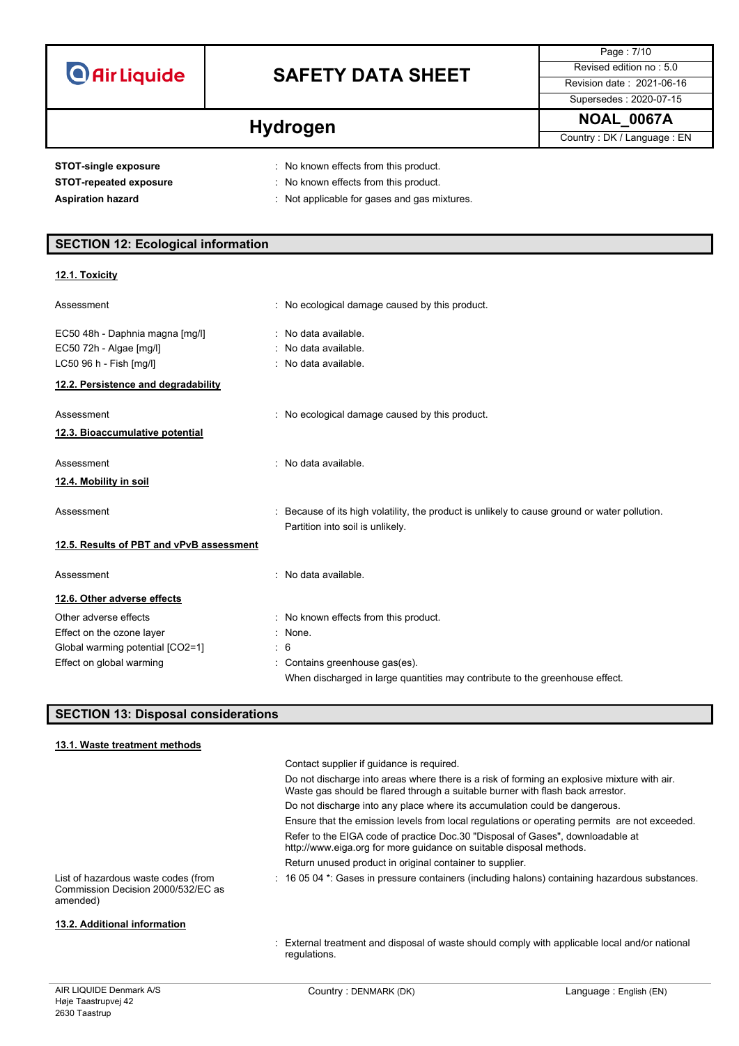**STOT-single exposure** : No known effects from this product.
**STOT-repeated exposure** : No known effects from this product.
**Aspiration hazard** : Not applicable for gases and gas mixtures.

## SECTION 12: Ecological information

### 12.1. Toxicity

Assessment : No ecological damage caused by this product.

EC50 48h - Daphnia magna [mg/l] : No data available.
EC50 72h - Algae [mg/l] : No data available.
LC50 96 h - Fish [mg/l] : No data available.

### 12.2. Persistence and degradability

Assessment : No ecological damage caused by this product.

### 12.3. Bioaccumulative potential

Assessment : No data available.

### 12.4. Mobility in soil

Assessment : Because of its high volatility, the product is unlikely to cause ground or water pollution. Partition into soil is unlikely.

### 12.5. Results of PBT and vPvB assessment

Assessment : No data available.

### 12.6. Other adverse effects

Other adverse effects : No known effects from this product.
Effect on the ozone layer : None.
Global warming potential [CO2=1] : 6
Effect on global warming : Contains greenhouse gas(es).
When discharged in large quantities may contribute to the greenhouse effect.

## SECTION 13: Disposal considerations

### 13.1. Waste treatment methods

Contact supplier if guidance is required.
Do not discharge into areas where there is a risk of forming an explosive mixture with air. Waste gas should be flared through a suitable burner with flash back arrestor.
Do not discharge into any place where its accumulation could be dangerous.
Ensure that the emission levels from local regulations or operating permits are not exceeded.
Refer to the EIGA code of practice Doc.30 "Disposal of Gases", downloadable at http://www.eiga.org for more guidance on suitable disposal methods.
Return unused product in original container to supplier.

List of hazardous waste codes (from Commission Decision 2000/532/EC as amended) : 16 05 04 *: Gases in pressure containers (including halons) containing hazardous substances.

### 13.2. Additional information

: External treatment and disposal of waste should comply with applicable local and/or national regulations.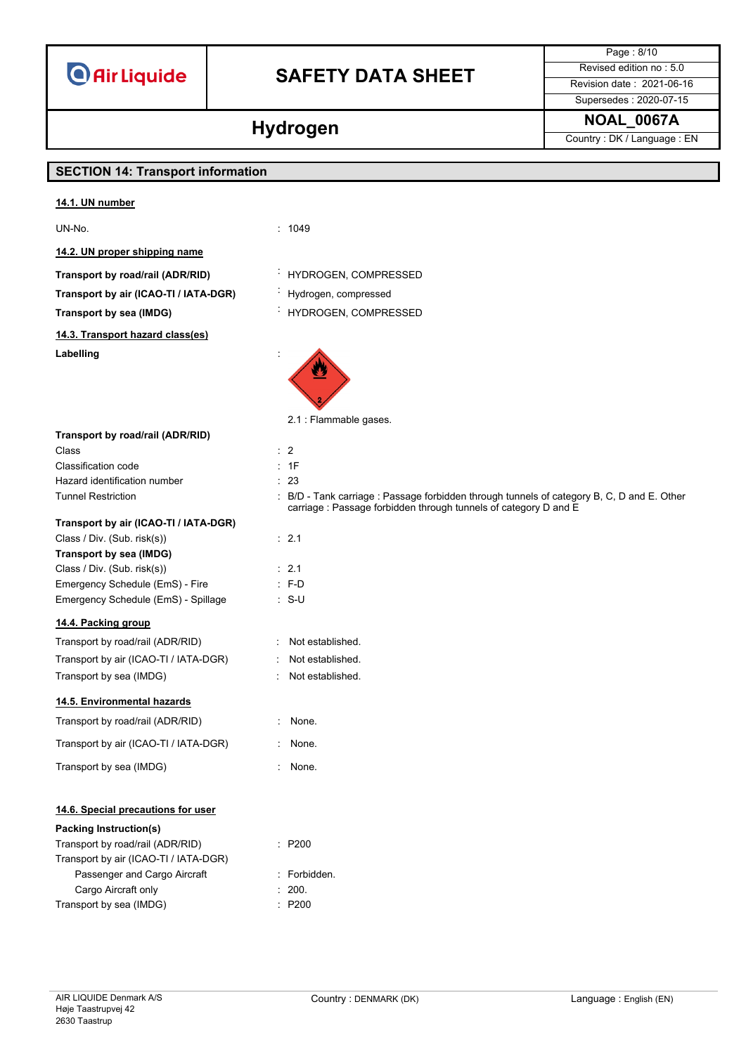## SECTION 14: Transport information

### 14.1. UN number

UN-No. : 1049

### 14.2. UN proper shipping name

**Transport by road/rail (ADR/RID)** : HYDROGEN, COMPRESSED

**Transport by air (ICAO-TI / IATA-DGR)** : Hydrogen, compressed

**Transport by sea (IMDG)** : HYDROGEN, COMPRESSED

### 14.3. Transport hazard class(es)

**Labelling** :

2.1 : Flammable gases.

**Transport by road/rail (ADR/RID)**

Class : 2

Classification code : 1F

Hazard identification number : 23

Tunnel Restriction : B/D - Tank carriage : Passage forbidden through tunnels of category B, C, D and E. Other carriage : Passage forbidden through tunnels of category D and E

**Transport by air (ICAO-TI / IATA-DGR)**

Class / Div. (Sub. risk(s)) : 2.1

**Transport by sea (IMDG)**

Class / Div. (Sub. risk(s)) : 2.1

Emergency Schedule (EmS) - Fire : F-D

Emergency Schedule (EmS) - Spillage : S-U

### 14.4. Packing group

Transport by road/rail (ADR/RID) : Not established.

Transport by air (ICAO-TI / IATA-DGR) : Not established.

Transport by sea (IMDG) : Not established.

### 14.5. Environmental hazards

Transport by road/rail (ADR/RID) : None.

Transport by air (ICAO-TI / IATA-DGR) : None.

Transport by sea (IMDG) : None.

### 14.6. Special precautions for user

**Packing Instruction(s)**

Transport by road/rail (ADR/RID) : P200

Transport by air (ICAO-TI / IATA-DGR)

- Passenger and Cargo Aircraft : Forbidden.
- Cargo Aircraft only : 200.

Transport by sea (IMDG) : P200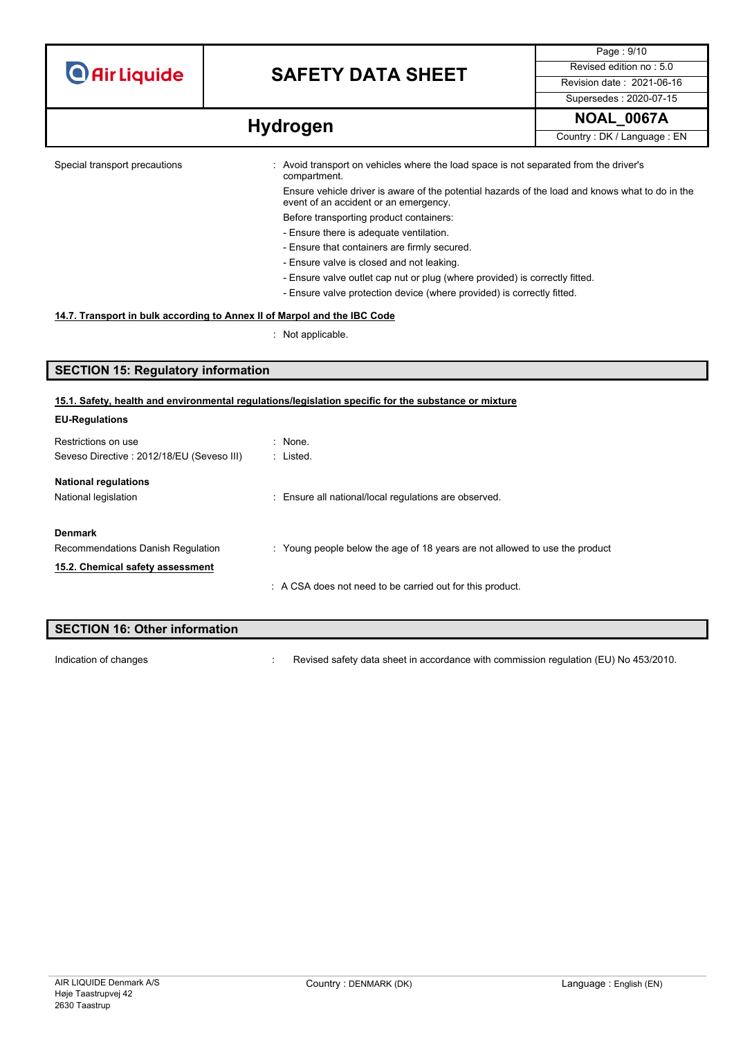Special transport precautions : Avoid transport on vehicles where the load space is not separated from the driver's compartment.

Ensure vehicle driver is aware of the potential hazards of the load and knows what to do in the event of an accident or an emergency.

Before transporting product containers:

- Ensure there is adequate ventilation.
- Ensure that containers are firmly secured.
- Ensure valve is closed and not leaking.
- Ensure valve outlet cap nut or plug (where provided) is correctly fitted.
- Ensure valve protection device (where provided) is correctly fitted.

**14.7. Transport in bulk according to Annex II of Marpol and the IBC Code**

: Not applicable.

## SECTION 15: Regulatory information

**15.1. Safety, health and environmental regulations/legislation specific for the substance or mixture**

**EU-Regulations**

Restrictions on use : None.

Seveso Directive : 2012/18/EU (Seveso III) : Listed.

**National regulations**

National legislation : Ensure all national/local regulations are observed.

**Denmark**

Recommendations Danish Regulation : Young people below the age of 18 years are not allowed to use the product

**15.2. Chemical safety assessment**

: A CSA does not need to be carried out for this product.

## SECTION 16: Other information

Indication of changes : Revised safety data sheet in accordance with commission regulation (EU) No 453/2010.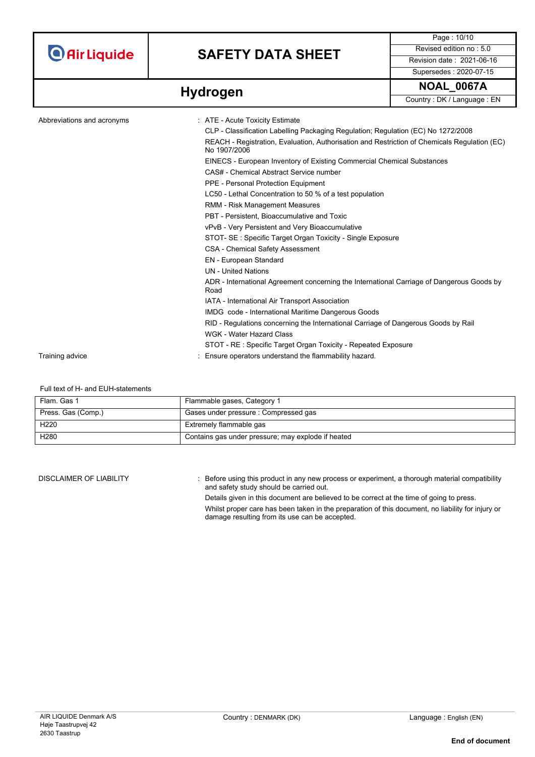Abbreviations and acronyms : ATE - Acute Toxicity Estimate

CLP - Classification Labelling Packaging Regulation; Regulation (EC) No 1272/2008

REACH - Registration, Evaluation, Authorisation and Restriction of Chemicals Regulation (EC) No 1907/2006

EINECS - European Inventory of Existing Commercial Chemical Substances

CAS# - Chemical Abstract Service number

PPE - Personal Protection Equipment

LC50 - Lethal Concentration to 50 % of a test population

RMM - Risk Management Measures

PBT - Persistent, Bioaccumulative and Toxic

vPvB - Very Persistent and Very Bioaccumulative

STOT- SE : Specific Target Organ Toxicity - Single Exposure

CSA - Chemical Safety Assessment

EN - European Standard

UN - United Nations

ADR - International Agreement concerning the International Carriage of Dangerous Goods by Road

IATA - International Air Transport Association

IMDG code - International Maritime Dangerous Goods

RID - Regulations concerning the International Carriage of Dangerous Goods by Rail

WGK - Water Hazard Class

STOT - RE : Specific Target Organ Toxicity - Repeated Exposure

Training advice : Ensure operators understand the flammability hazard.

Full text of H- and EUH-statements

| | |
|---|---|
| Flam. Gas 1 | Flammable gases, Category 1 |
| Press. Gas (Comp.) | Gases under pressure : Compressed gas |
| H220 | Extremely flammable gas |
| H280 | Contains gas under pressure; may explode if heated |

DISCLAIMER OF LIABILITY : Before using this product in any new process or experiment, a thorough material compatibility and safety study should be carried out.

Details given in this document are believed to be correct at the time of going to press.

Whilst proper care has been taken in the preparation of this document, no liability for injury or damage resulting from its use can be accepted.

End of document